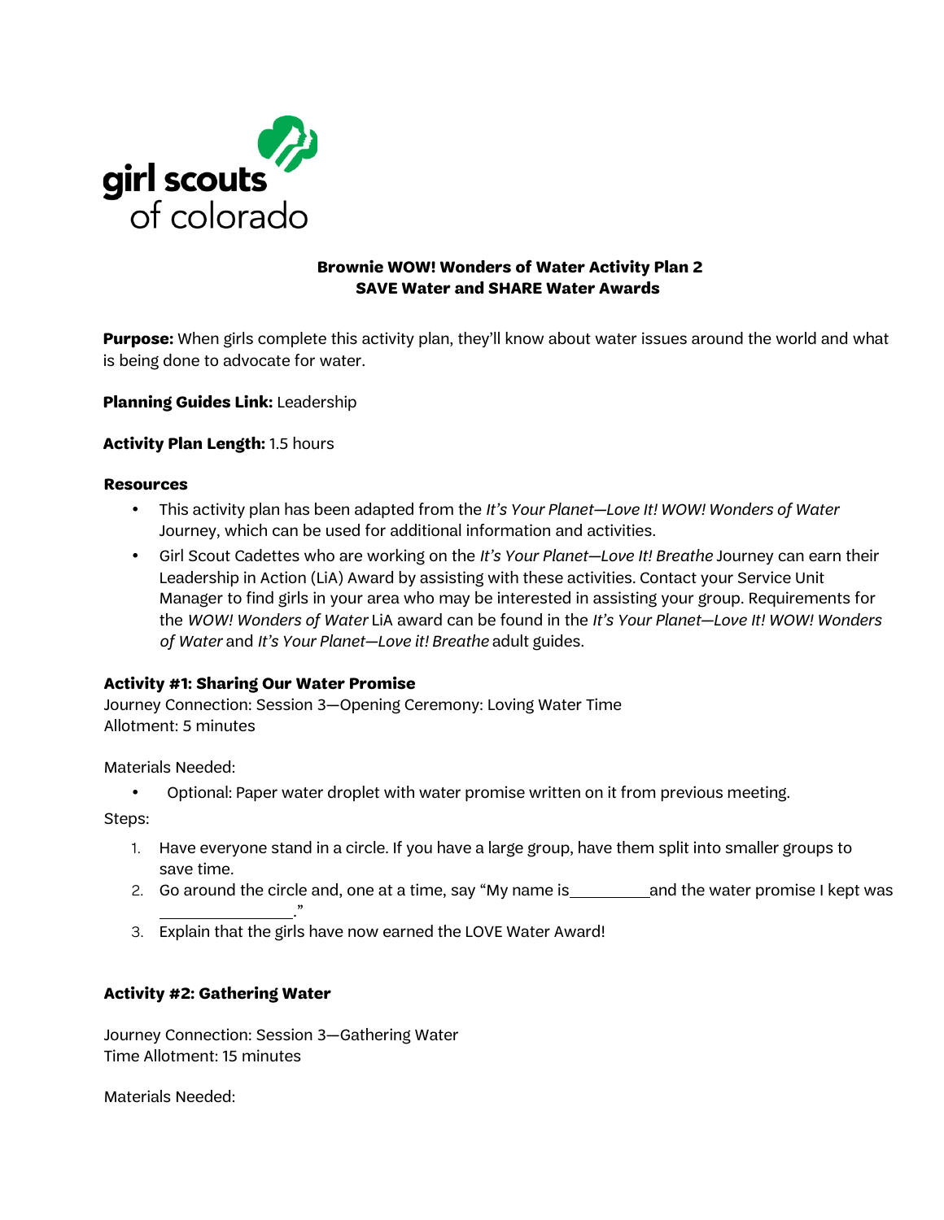girl scouts of colorado

# Brownie WOW! Wonders of Water Activity Plan 2
## SAVE Water and SHARE Water Awards

**Purpose:** When girls complete this activity plan, they'll know about water issues around the world and what is being done to advocate for water.

**Planning Guides Link:** Leadership

**Activity Plan Length:** 1.5 hours

**Resources**

- This activity plan has been adapted from the *It's Your Planet—Love It! WOW! Wonders of Water* Journey, which can be used for additional information and activities.
- Girl Scout Cadettes who are working on the *It's Your Planet—Love It! Breathe* Journey can earn their Leadership in Action (LiA) Award by assisting with these activities. Contact your Service Unit Manager to find girls in your area who may be interested in assisting your group. Requirements for the *WOW! Wonders of Water* LiA award can be found in the *It's Your Planet—Love It! WOW! Wonders of Water* and *It's Your Planet—Love it! Breathe* adult guides.

**Activity #1: Sharing Our Water Promise**

Journey Connection: Session 3—Opening Ceremony: Loving Water Time
Allotment: 5 minutes

Materials Needed:

- Optional: Paper water droplet with water promise written on it from previous meeting.

Steps:

1. Have everyone stand in a circle. If you have a large group, have them split into smaller groups to save time.
2. Go around the circle and, one at a time, say "My name is__________and the water promise I kept was ________________."
3. Explain that the girls have now earned the LOVE Water Award!

**Activity #2: Gathering Water**

Journey Connection: Session 3—Gathering Water
Time Allotment: 15 minutes

Materials Needed: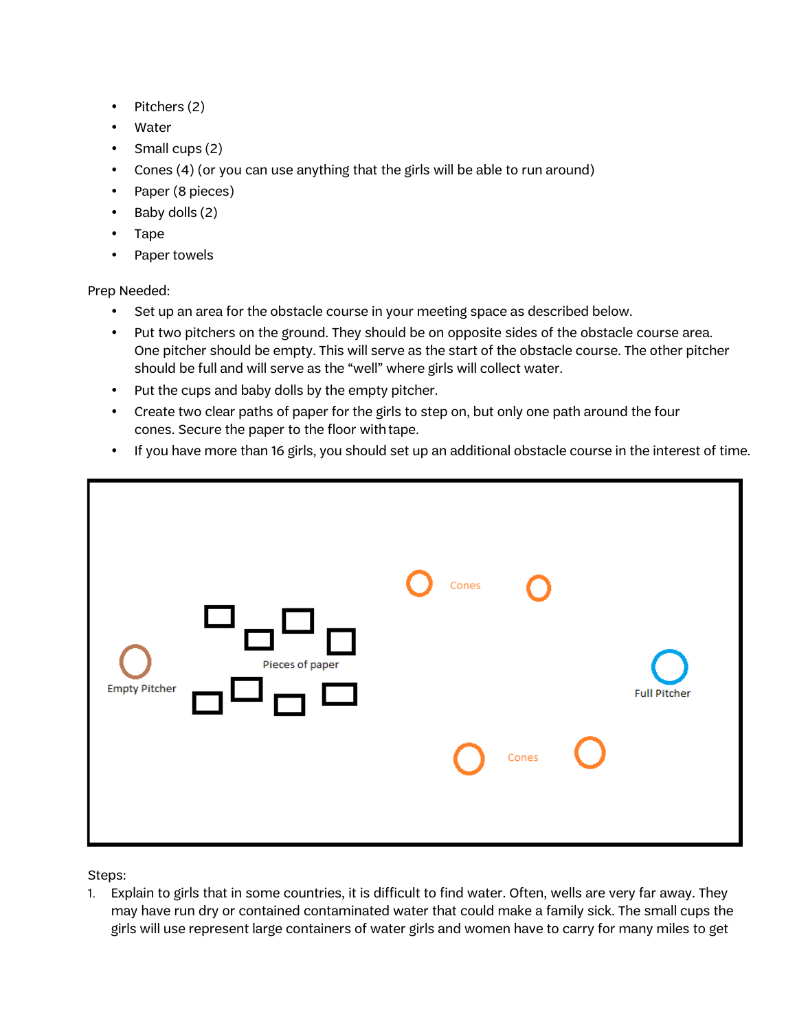- Pitchers (2)
- Water
- Small cups (2)
- Cones (4) (or you can use anything that the girls will be able to run around)
- Paper (8 pieces)
- Baby dolls (2)
- Tape
- Paper towels

Prep Needed:

- Set up an area for the obstacle course in your meeting space as described below.
- Put two pitchers on the ground. They should be on opposite sides of the obstacle course area. One pitcher should be empty. This will serve as the start of the obstacle course. The other pitcher should be full and will serve as the "well" where girls will collect water.
- Put the cups and baby dolls by the empty pitcher.
- Create two clear paths of paper for the girls to step on, but only one path around the four cones. Secure the paper to the floor with tape.
- If you have more than 16 girls, you should set up an additional obstacle course in the interest of time.

Steps:

1. Explain to girls that in some countries, it is difficult to find water. Often, wells are very far away. They may have run dry or contained contaminated water that could make a family sick. The small cups the girls will use represent large containers of water girls and women have to carry for many miles to get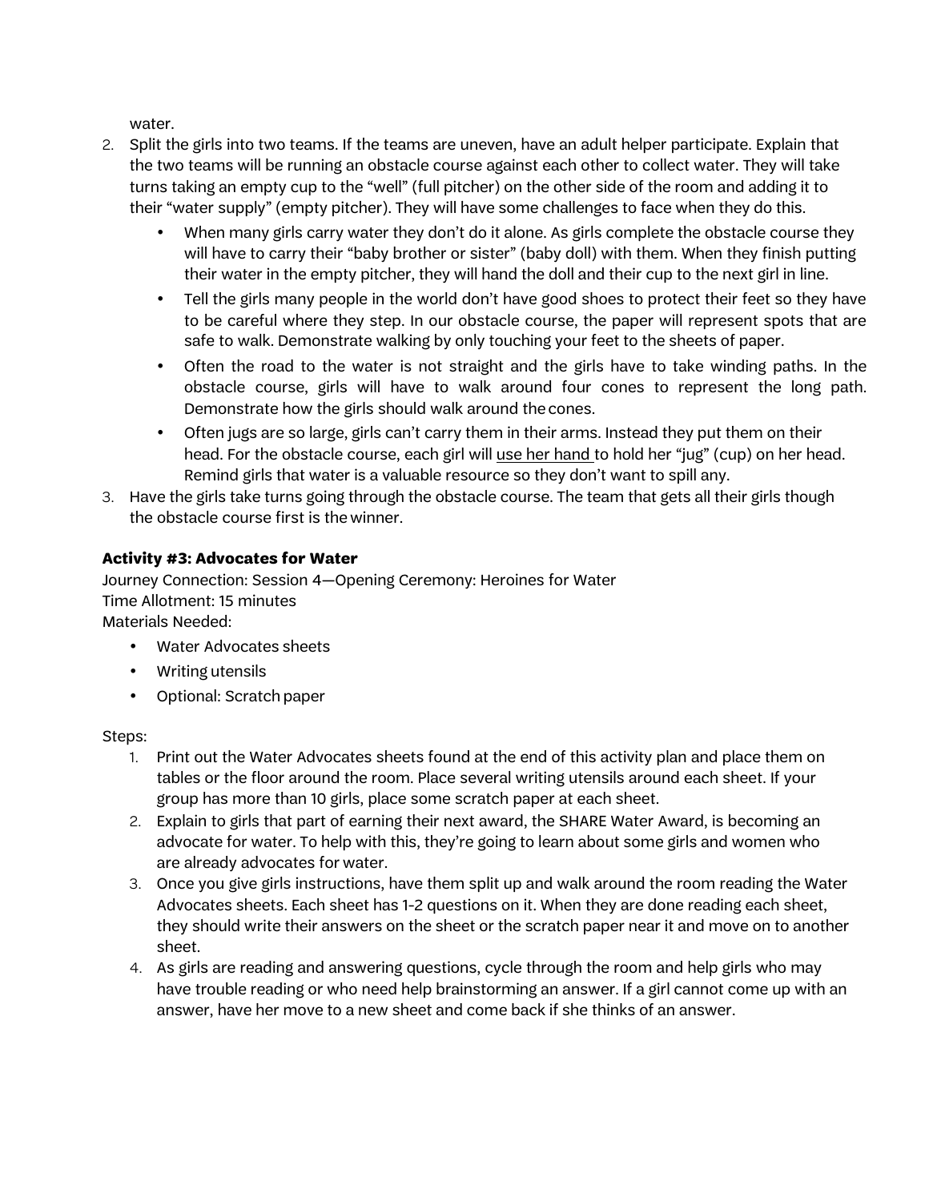water.

2. Split the girls into two teams. If the teams are uneven, have an adult helper participate. Explain that the two teams will be running an obstacle course against each other to collect water. They will take turns taking an empty cup to the "well" (full pitcher) on the other side of the room and adding it to their "water supply" (empty pitcher). They will have some challenges to face when they do this.
   - When many girls carry water they don't do it alone. As girls complete the obstacle course they will have to carry their "baby brother or sister" (baby doll) with them. When they finish putting their water in the empty pitcher, they will hand the doll and their cup to the next girl in line.
   - Tell the girls many people in the world don't have good shoes to protect their feet so they have to be careful where they step. In our obstacle course, the paper will represent spots that are safe to walk. Demonstrate walking by only touching your feet to the sheets of paper.
   - Often the road to the water is not straight and the girls have to take winding paths. In the obstacle course, girls will have to walk around four cones to represent the long path. Demonstrate how the girls should walk around the cones.
   - Often jugs are so large, girls can't carry them in their arms. Instead they put them on their head. For the obstacle course, each girl will <u>use her hand</u> to hold her "jug" (cup) on her head. Remind girls that water is a valuable resource so they don't want to spill any.
3. Have the girls take turns going through the obstacle course. The team that gets all their girls though the obstacle course first is the winner.

**Activity #3: Advocates for Water**

Journey Connection: Session 4—Opening Ceremony: Heroines for Water
Time Allotment: 15 minutes
Materials Needed:

- Water Advocates sheets
- Writing utensils
- Optional: Scratch paper

Steps:

1. Print out the Water Advocates sheets found at the end of this activity plan and place them on tables or the floor around the room. Place several writing utensils around each sheet. If your group has more than 10 girls, place some scratch paper at each sheet.
2. Explain to girls that part of earning their next award, the SHARE Water Award, is becoming an advocate for water. To help with this, they're going to learn about some girls and women who are already advocates for water.
3. Once you give girls instructions, have them split up and walk around the room reading the Water Advocates sheets. Each sheet has 1-2 questions on it. When they are done reading each sheet, they should write their answers on the sheet or the scratch paper near it and move on to another sheet.
4. As girls are reading and answering questions, cycle through the room and help girls who may have trouble reading or who need help brainstorming an answer. If a girl cannot come up with an answer, have her move to a new sheet and come back if she thinks of an answer.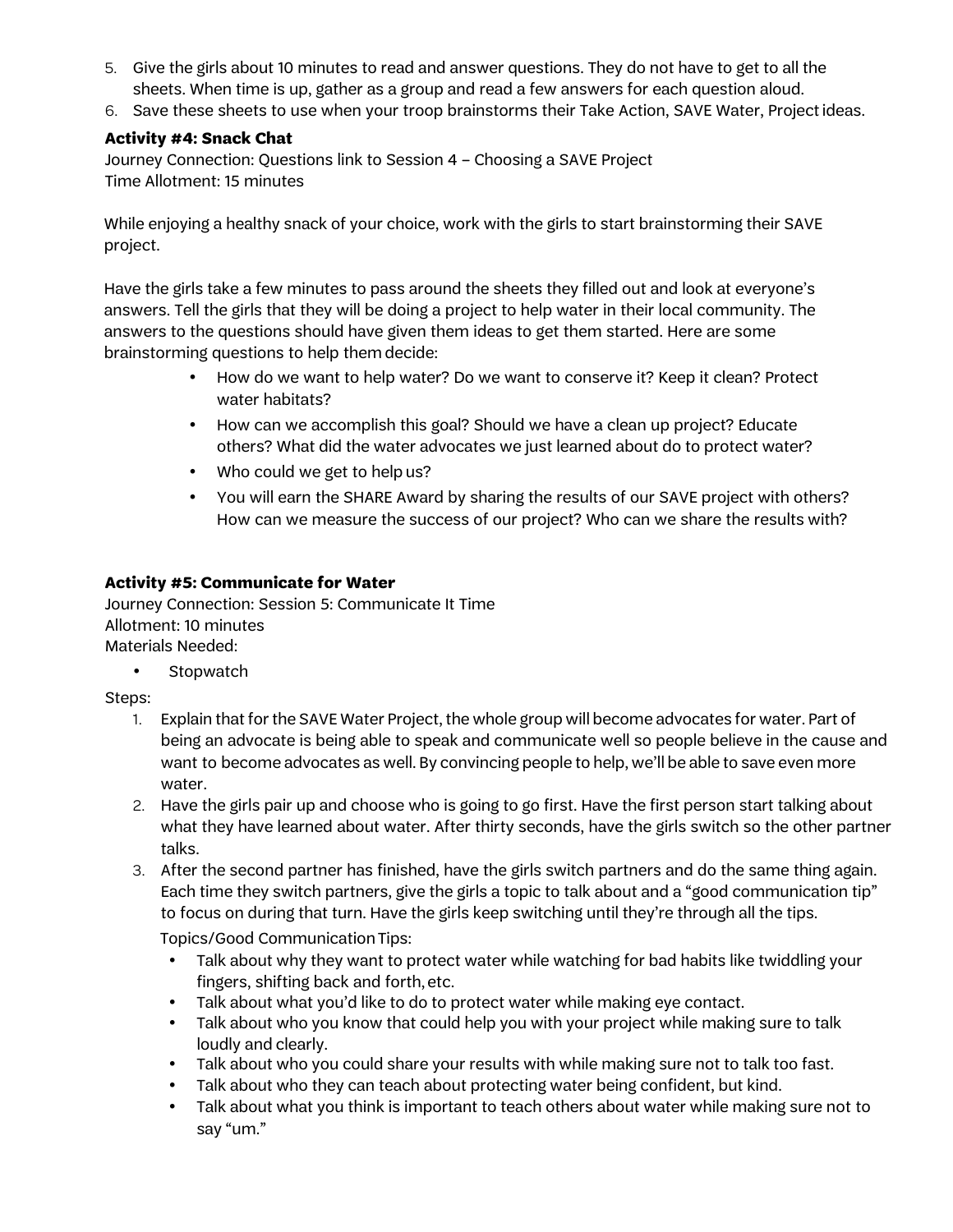5. Give the girls about 10 minutes to read and answer questions. They do not have to get to all the sheets. When time is up, gather as a group and read a few answers for each question aloud.
6. Save these sheets to use when your troop brainstorms their Take Action, SAVE Water, Project ideas.

**Activity #4: Snack Chat**

Journey Connection: Questions link to Session 4 – Choosing a SAVE Project
Time Allotment: 15 minutes

While enjoying a healthy snack of your choice, work with the girls to start brainstorming their SAVE project.

Have the girls take a few minutes to pass around the sheets they filled out and look at everyone's answers. Tell the girls that they will be doing a project to help water in their local community. The answers to the questions should have given them ideas to get them started. Here are some brainstorming questions to help them decide:

- How do we want to help water? Do we want to conserve it? Keep it clean? Protect water habitats?
- How can we accomplish this goal? Should we have a clean up project? Educate others? What did the water advocates we just learned about do to protect water?
- Who could we get to help us?
- You will earn the SHARE Award by sharing the results of our SAVE project with others? How can we measure the success of our project? Who can we share the results with?

**Activity #5: Communicate for Water**

Journey Connection: Session 5: Communicate It Time
Allotment: 10 minutes
Materials Needed:

- Stopwatch

Steps:

1. Explain that for the SAVE Water Project, the whole group will become advocates for water. Part of being an advocate is being able to speak and communicate well so people believe in the cause and want to become advocates as well. By convincing people to help, we'll be able to save even more water.
2. Have the girls pair up and choose who is going to go first. Have the first person start talking about what they have learned about water. After thirty seconds, have the girls switch so the other partner talks.
3. After the second partner has finished, have the girls switch partners and do the same thing again. Each time they switch partners, give the girls a topic to talk about and a "good communication tip" to focus on during that turn. Have the girls keep switching until they're through all the tips.

   Topics/Good Communication Tips:

   - Talk about why they want to protect water while watching for bad habits like twiddling your fingers, shifting back and forth, etc.
   - Talk about what you'd like to do to protect water while making eye contact.
   - Talk about who you know that could help you with your project while making sure to talk loudly and clearly.
   - Talk about who you could share your results with while making sure not to talk too fast.
   - Talk about who they can teach about protecting water being confident, but kind.
   - Talk about what you think is important to teach others about water while making sure not to say "um."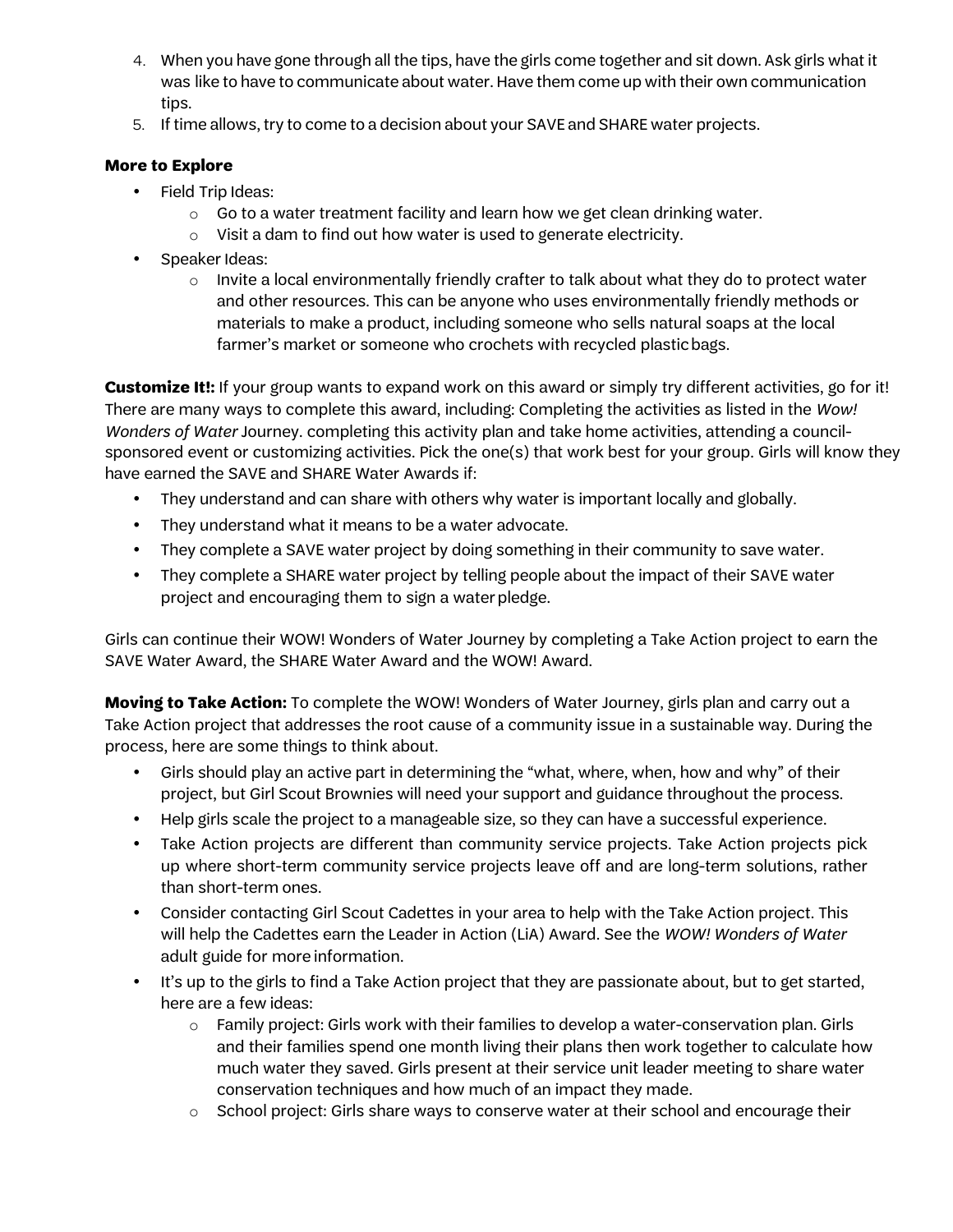4. When you have gone through all the tips, have the girls come together and sit down. Ask girls what it was like to have to communicate about water. Have them come up with their own communication tips.
5. If time allows, try to come to a decision about your SAVE and SHARE water projects.

**More to Explore**

- Field Trip Ideas:
  - Go to a water treatment facility and learn how we get clean drinking water.
  - Visit a dam to find out how water is used to generate electricity.
- Speaker Ideas:
  - Invite a local environmentally friendly crafter to talk about what they do to protect water and other resources. This can be anyone who uses environmentally friendly methods or materials to make a product, including someone who sells natural soaps at the local farmer's market or someone who crochets with recycled plastic bags.

**Customize It!:** If your group wants to expand work on this award or simply try different activities, go for it! There are many ways to complete this award, including: Completing the activities as listed in the *Wow! Wonders of Water* Journey. completing this activity plan and take home activities, attending a council-sponsored event or customizing activities. Pick the one(s) that work best for your group. Girls will know they have earned the SAVE and SHARE Water Awards if:

- They understand and can share with others why water is important locally and globally.
- They understand what it means to be a water advocate.
- They complete a SAVE water project by doing something in their community to save water.
- They complete a SHARE water project by telling people about the impact of their SAVE water project and encouraging them to sign a water pledge.

Girls can continue their WOW! Wonders of Water Journey by completing a Take Action project to earn the SAVE Water Award, the SHARE Water Award and the WOW! Award.

**Moving to Take Action:** To complete the WOW! Wonders of Water Journey, girls plan and carry out a Take Action project that addresses the root cause of a community issue in a sustainable way. During the process, here are some things to think about.

- Girls should play an active part in determining the "what, where, when, how and why" of their project, but Girl Scout Brownies will need your support and guidance throughout the process.
- Help girls scale the project to a manageable size, so they can have a successful experience.
- Take Action projects are different than community service projects. Take Action projects pick up where short-term community service projects leave off and are long-term solutions, rather than short-term ones.
- Consider contacting Girl Scout Cadettes in your area to help with the Take Action project. This will help the Cadettes earn the Leader in Action (LiA) Award. See the *WOW! Wonders of Water* adult guide for more information.
- It's up to the girls to find a Take Action project that they are passionate about, but to get started, here are a few ideas:
  - Family project: Girls work with their families to develop a water-conservation plan. Girls and their families spend one month living their plans then work together to calculate how much water they saved. Girls present at their service unit leader meeting to share water conservation techniques and how much of an impact they made.
  - School project: Girls share ways to conserve water at their school and encourage their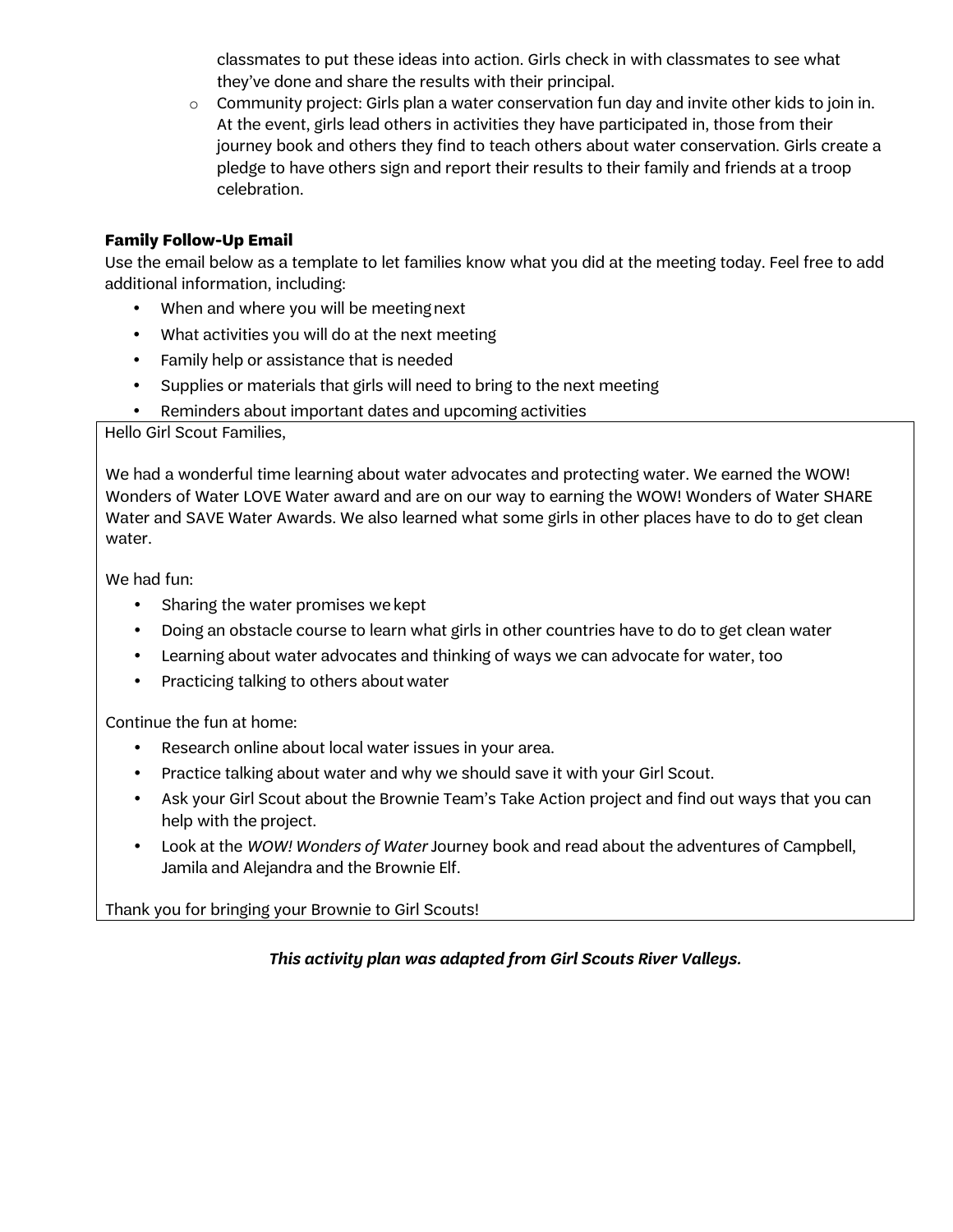classmates to put these ideas into action. Girls check in with classmates to see what they've done and share the results with their principal.

- Community project: Girls plan a water conservation fun day and invite other kids to join in. At the event, girls lead others in activities they have participated in, those from their journey book and others they find to teach others about water conservation. Girls create a pledge to have others sign and report their results to their family and friends at a troop celebration.

**Family Follow-Up Email**

Use the email below as a template to let families know what you did at the meeting today. Feel free to add additional information, including:

- When and where you will be meeting next
- What activities you will do at the next meeting
- Family help or assistance that is needed
- Supplies or materials that girls will need to bring to the next meeting
- Reminders about important dates and upcoming activities

Hello Girl Scout Families,

We had a wonderful time learning about water advocates and protecting water. We earned the WOW! Wonders of Water LOVE Water award and are on our way to earning the WOW! Wonders of Water SHARE Water and SAVE Water Awards. We also learned what some girls in other places have to do to get clean water.

We had fun:

- Sharing the water promises we kept
- Doing an obstacle course to learn what girls in other countries have to do to get clean water
- Learning about water advocates and thinking of ways we can advocate for water, too
- Practicing talking to others about water

Continue the fun at home:

- Research online about local water issues in your area.
- Practice talking about water and why we should save it with your Girl Scout.
- Ask your Girl Scout about the Brownie Team's Take Action project and find out ways that you can help with the project.
- Look at the *WOW! Wonders of Water* Journey book and read about the adventures of Campbell, Jamila and Alejandra and the Brownie Elf.

Thank you for bringing your Brownie to Girl Scouts!

***This activity plan was adapted from Girl Scouts River Valleys.***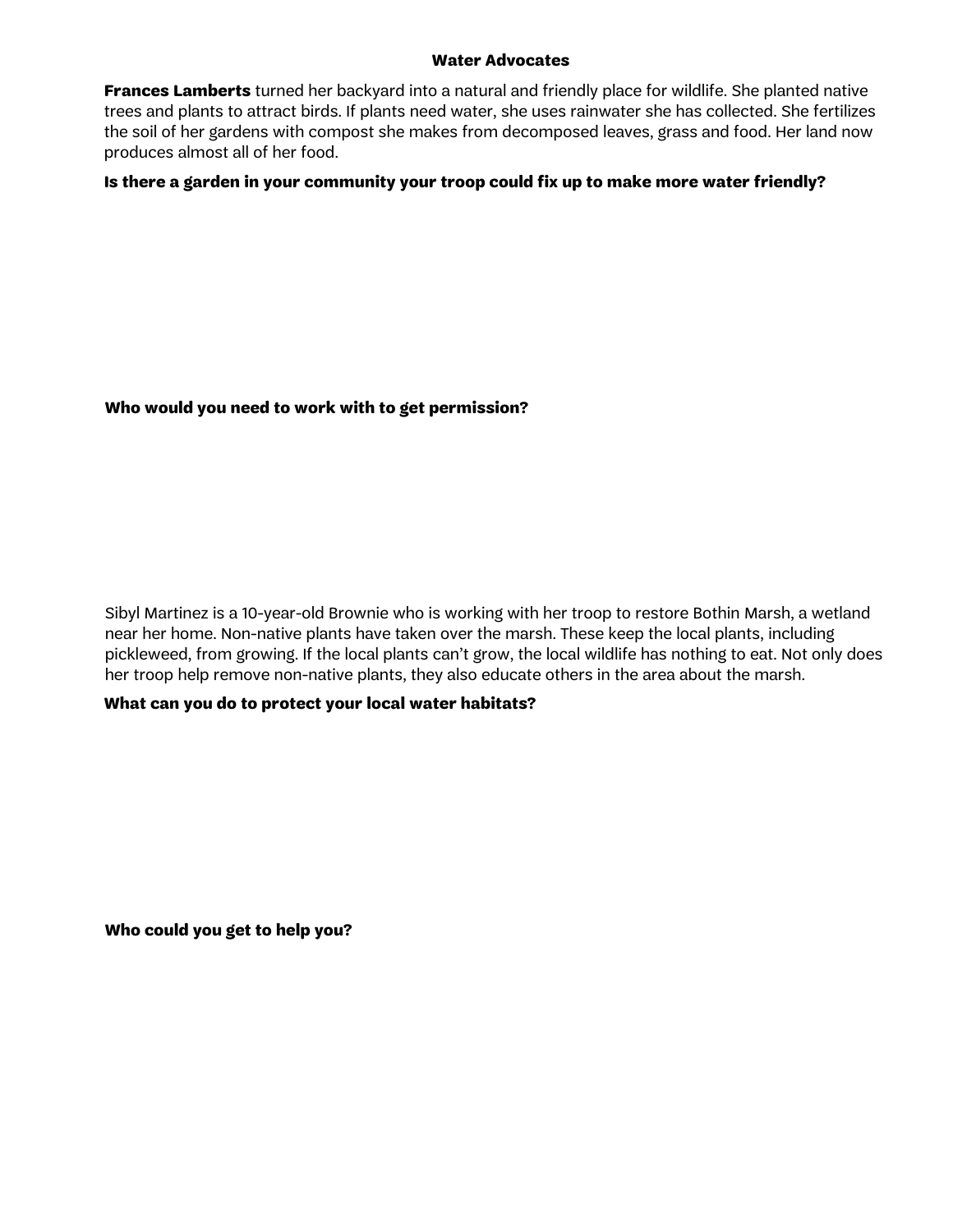## Water Advocates

**Frances Lamberts** turned her backyard into a natural and friendly place for wildlife. She planted native trees and plants to attract birds. If plants need water, she uses rainwater she has collected. She fertilizes the soil of her gardens with compost she makes from decomposed leaves, grass and food. Her land now produces almost all of her food.

**Is there a garden in your community your troop could fix up to make more water friendly?**

**Who would you need to work with to get permission?**

Sibyl Martinez is a 10-year-old Brownie who is working with her troop to restore Bothin Marsh, a wetland near her home. Non-native plants have taken over the marsh. These keep the local plants, including pickleweed, from growing. If the local plants can't grow, the local wildlife has nothing to eat. Not only does her troop help remove non-native plants, they also educate others in the area about the marsh.

**What can you do to protect your local water habitats?**

**Who could you get to help you?**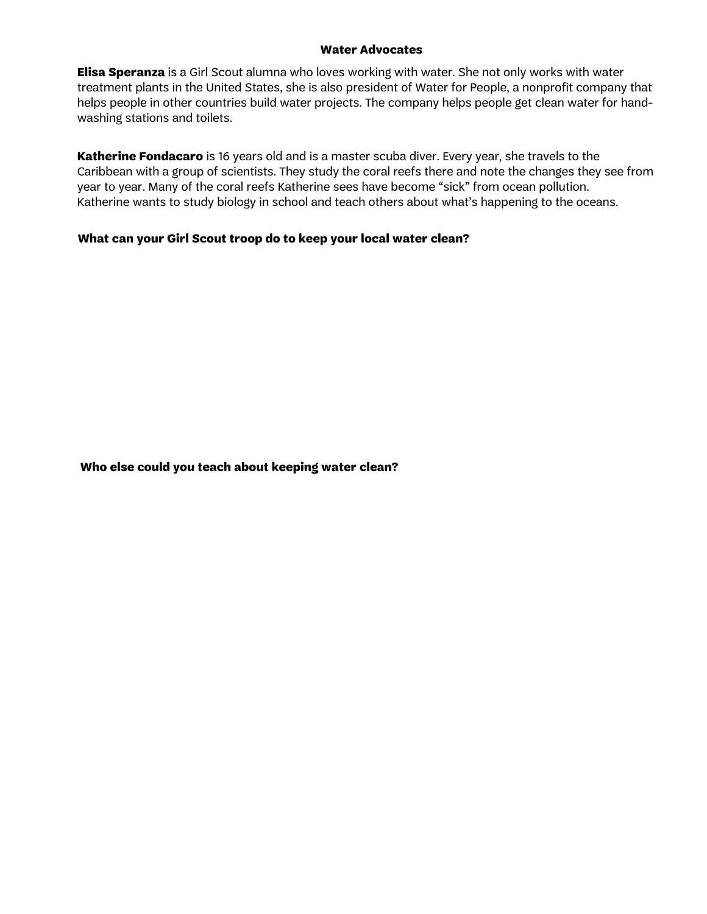## Water Advocates

**Elisa Speranza** is a Girl Scout alumna who loves working with water. She not only works with water treatment plants in the United States, she is also president of Water for People, a nonprofit company that helps people in other countries build water projects. The company helps people get clean water for hand-washing stations and toilets.

**Katherine Fondacaro** is 16 years old and is a master scuba diver. Every year, she travels to the Caribbean with a group of scientists. They study the coral reefs there and note the changes they see from year to year. Many of the coral reefs Katherine sees have become "sick" from ocean pollution. Katherine wants to study biology in school and teach others about what's happening to the oceans.

**What can your Girl Scout troop do to keep your local water clean?**

**Who else could you teach about keeping water clean?**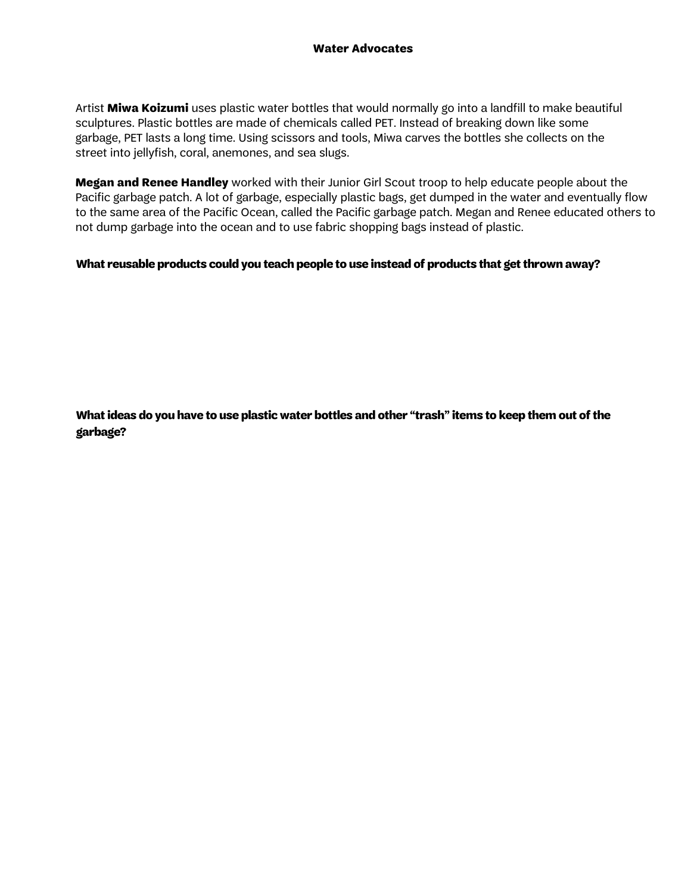# Water Advocates

Artist **Miwa Koizumi** uses plastic water bottles that would normally go into a landfill to make beautiful sculptures. Plastic bottles are made of chemicals called PET. Instead of breaking down like some garbage, PET lasts a long time. Using scissors and tools, Miwa carves the bottles she collects on the street into jellyfish, coral, anemones, and sea slugs.

**Megan and Renee Handley** worked with their Junior Girl Scout troop to help educate people about the Pacific garbage patch. A lot of garbage, especially plastic bags, get dumped in the water and eventually flow to the same area of the Pacific Ocean, called the Pacific garbage patch. Megan and Renee educated others to not dump garbage into the ocean and to use fabric shopping bags instead of plastic.

**What reusable products could you teach people to use instead of products that get thrown away?**

**What ideas do you have to use plastic water bottles and other "trash" items to keep them out of the garbage?**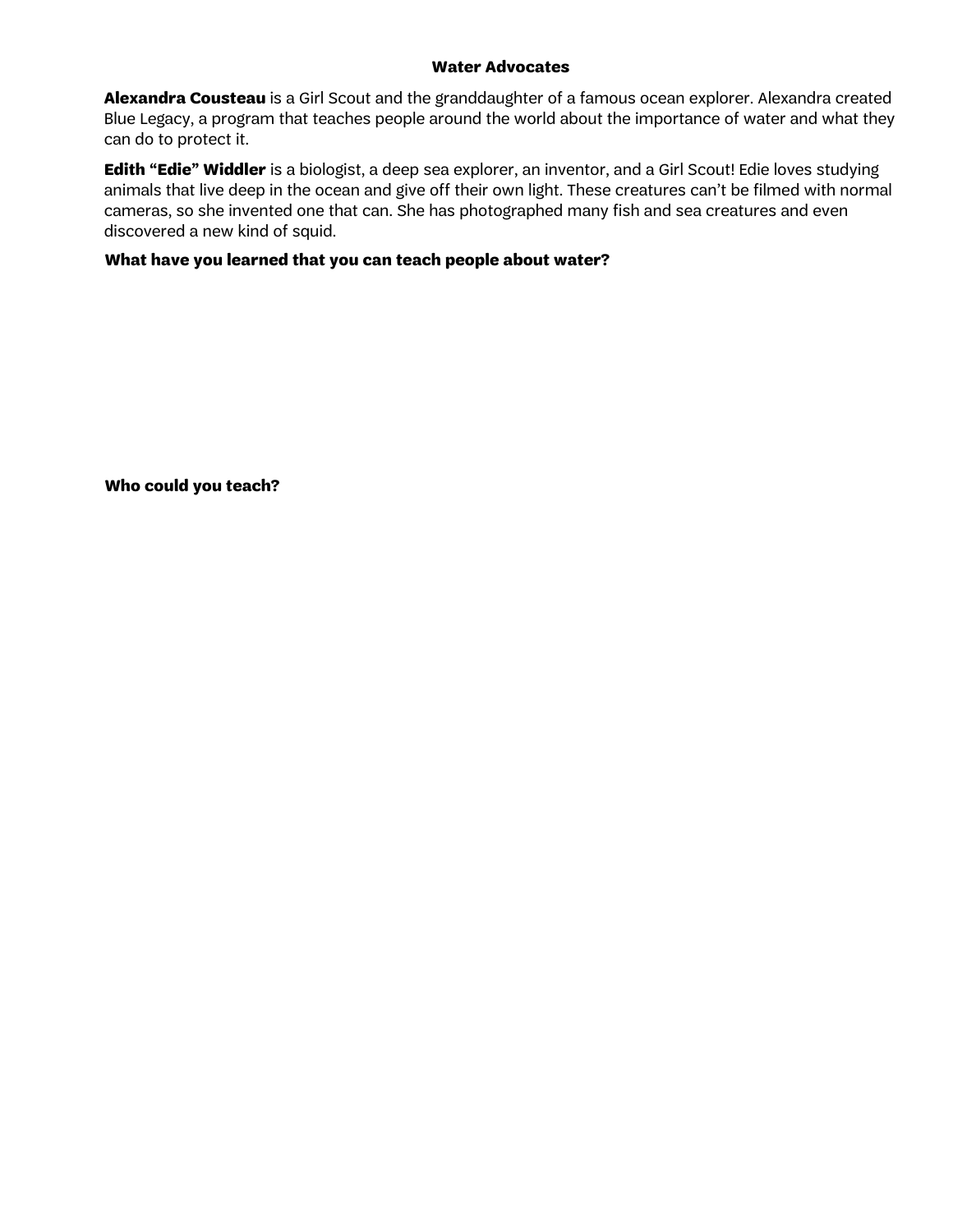## Water Advocates

**Alexandra Cousteau** is a Girl Scout and the granddaughter of a famous ocean explorer. Alexandra created Blue Legacy, a program that teaches people around the world about the importance of water and what they can do to protect it.

**Edith "Edie" Widdler** is a biologist, a deep sea explorer, an inventor, and a Girl Scout! Edie loves studying animals that live deep in the ocean and give off their own light. These creatures can't be filmed with normal cameras, so she invented one that can. She has photographed many fish and sea creatures and even discovered a new kind of squid.

**What have you learned that you can teach people about water?**

**Who could you teach?**